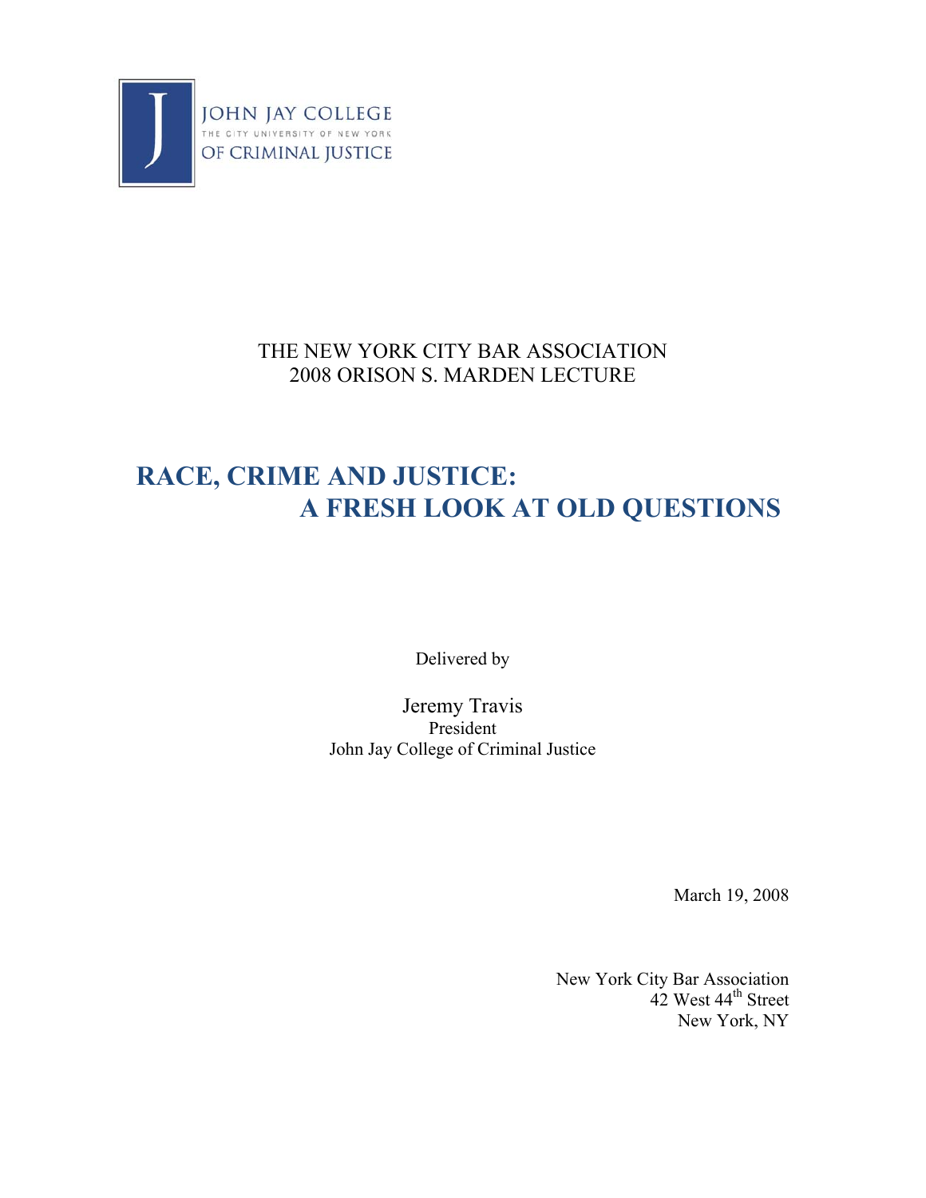JOHN JAY COLLEGE
THE CITY UNIVERSITY OF NEW YORK
OF CRIMINAL JUSTICE

THE NEW YORK CITY BAR ASSOCIATION
2008 ORISON S. MARDEN LECTURE

# RACE, CRIME AND JUSTICE: A FRESH LOOK AT OLD QUESTIONS

Delivered by

Jeremy Travis
President
John Jay College of Criminal Justice

March 19, 2008

New York City Bar Association
42 West 44th Street
New York, NY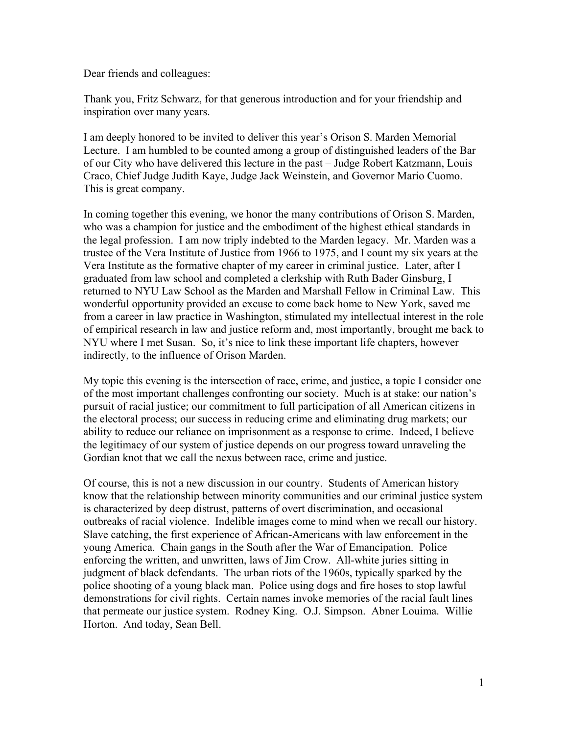Dear friends and colleagues:

Thank you, Fritz Schwarz, for that generous introduction and for your friendship and inspiration over many years.

I am deeply honored to be invited to deliver this year's Orison S. Marden Memorial Lecture. I am humbled to be counted among a group of distinguished leaders of the Bar of our City who have delivered this lecture in the past – Judge Robert Katzmann, Louis Craco, Chief Judge Judith Kaye, Judge Jack Weinstein, and Governor Mario Cuomo. This is great company.

In coming together this evening, we honor the many contributions of Orison S. Marden, who was a champion for justice and the embodiment of the highest ethical standards in the legal profession. I am now triply indebted to the Marden legacy. Mr. Marden was a trustee of the Vera Institute of Justice from 1966 to 1975, and I count my six years at the Vera Institute as the formative chapter of my career in criminal justice. Later, after I graduated from law school and completed a clerkship with Ruth Bader Ginsburg, I returned to NYU Law School as the Marden and Marshall Fellow in Criminal Law. This wonderful opportunity provided an excuse to come back home to New York, saved me from a career in law practice in Washington, stimulated my intellectual interest in the role of empirical research in law and justice reform and, most importantly, brought me back to NYU where I met Susan. So, it's nice to link these important life chapters, however indirectly, to the influence of Orison Marden.

My topic this evening is the intersection of race, crime, and justice, a topic I consider one of the most important challenges confronting our society. Much is at stake: our nation's pursuit of racial justice; our commitment to full participation of all American citizens in the electoral process; our success in reducing crime and eliminating drug markets; our ability to reduce our reliance on imprisonment as a response to crime. Indeed, I believe the legitimacy of our system of justice depends on our progress toward unraveling the Gordian knot that we call the nexus between race, crime and justice.

Of course, this is not a new discussion in our country. Students of American history know that the relationship between minority communities and our criminal justice system is characterized by deep distrust, patterns of overt discrimination, and occasional outbreaks of racial violence. Indelible images come to mind when we recall our history. Slave catching, the first experience of African-Americans with law enforcement in the young America. Chain gangs in the South after the War of Emancipation. Police enforcing the written, and unwritten, laws of Jim Crow. All-white juries sitting in judgment of black defendants. The urban riots of the 1960s, typically sparked by the police shooting of a young black man. Police using dogs and fire hoses to stop lawful demonstrations for civil rights. Certain names invoke memories of the racial fault lines that permeate our justice system. Rodney King. O.J. Simpson. Abner Louima. Willie Horton. And today, Sean Bell.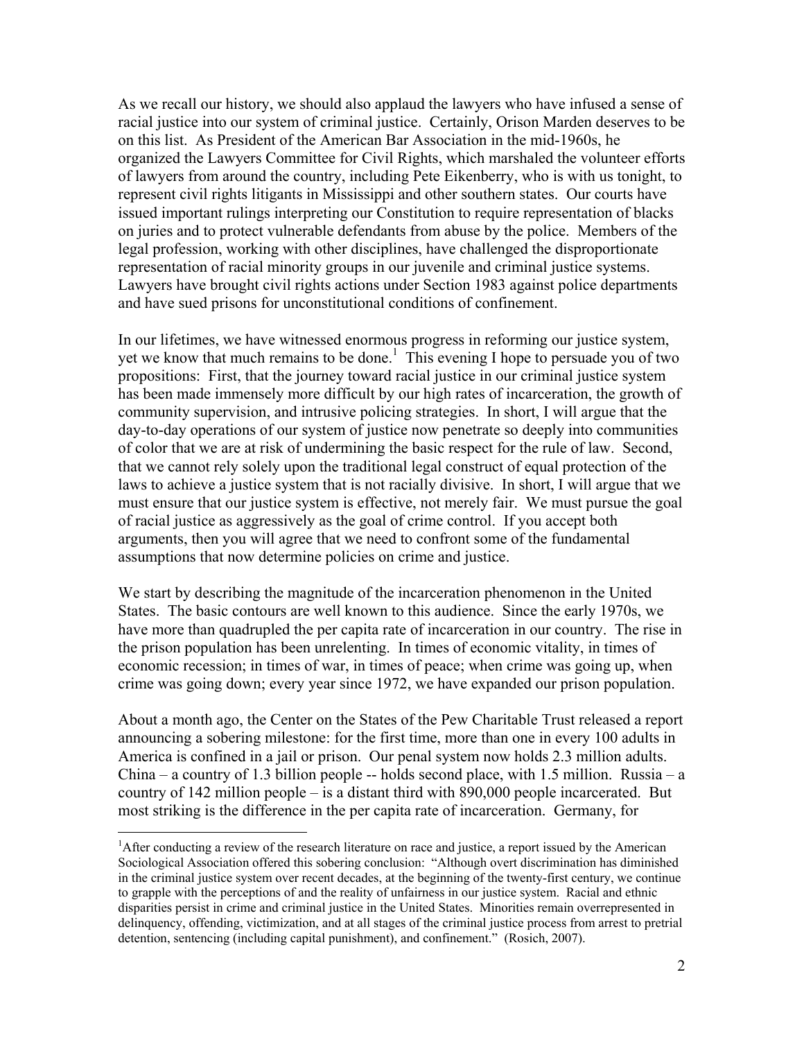As we recall our history, we should also applaud the lawyers who have infused a sense of racial justice into our system of criminal justice. Certainly, Orison Marden deserves to be on this list. As President of the American Bar Association in the mid-1960s, he organized the Lawyers Committee for Civil Rights, which marshaled the volunteer efforts of lawyers from around the country, including Pete Eikenberry, who is with us tonight, to represent civil rights litigants in Mississippi and other southern states. Our courts have issued important rulings interpreting our Constitution to require representation of blacks on juries and to protect vulnerable defendants from abuse by the police. Members of the legal profession, working with other disciplines, have challenged the disproportionate representation of racial minority groups in our juvenile and criminal justice systems. Lawyers have brought civil rights actions under Section 1983 against police departments and have sued prisons for unconstitutional conditions of confinement.

In our lifetimes, we have witnessed enormous progress in reforming our justice system, yet we know that much remains to be done.[1] This evening I hope to persuade you of two propositions: First, that the journey toward racial justice in our criminal justice system has been made immensely more difficult by our high rates of incarceration, the growth of community supervision, and intrusive policing strategies. In short, I will argue that the day-to-day operations of our system of justice now penetrate so deeply into communities of color that we are at risk of undermining the basic respect for the rule of law. Second, that we cannot rely solely upon the traditional legal construct of equal protection of the laws to achieve a justice system that is not racially divisive. In short, I will argue that we must ensure that our justice system is effective, not merely fair. We must pursue the goal of racial justice as aggressively as the goal of crime control. If you accept both arguments, then you will agree that we need to confront some of the fundamental assumptions that now determine policies on crime and justice.

We start by describing the magnitude of the incarceration phenomenon in the United States. The basic contours are well known to this audience. Since the early 1970s, we have more than quadrupled the per capita rate of incarceration in our country. The rise in the prison population has been unrelenting. In times of economic vitality, in times of economic recession; in times of war, in times of peace; when crime was going up, when crime was going down; every year since 1972, we have expanded our prison population.

About a month ago, the Center on the States of the Pew Charitable Trust released a report announcing a sobering milestone: for the first time, more than one in every 100 adults in America is confined in a jail or prison. Our penal system now holds 2.3 million adults. China – a country of 1.3 billion people -- holds second place, with 1.5 million. Russia – a country of 142 million people – is a distant third with 890,000 people incarcerated. But most striking is the difference in the per capita rate of incarceration. Germany, for

---

[1] After conducting a review of the research literature on race and justice, a report issued by the American Sociological Association offered this sobering conclusion: "Although overt discrimination has diminished in the criminal justice system over recent decades, at the beginning of the twenty-first century, we continue to grapple with the perceptions of and the reality of unfairness in our justice system. Racial and ethnic disparities persist in crime and criminal justice in the United States. Minorities remain overrepresented in delinquency, offending, victimization, and at all stages of the criminal justice process from arrest to pretrial detention, sentencing (including capital punishment), and confinement." (Rosich, 2007).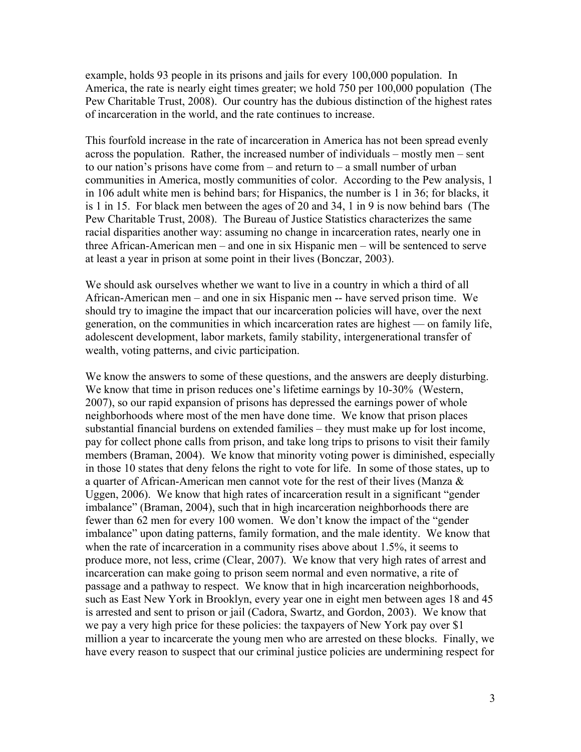example, holds 93 people in its prisons and jails for every 100,000 population. In America, the rate is nearly eight times greater; we hold 750 per 100,000 population (The Pew Charitable Trust, 2008). Our country has the dubious distinction of the highest rates of incarceration in the world, and the rate continues to increase.

This fourfold increase in the rate of incarceration in America has not been spread evenly across the population. Rather, the increased number of individuals – mostly men – sent to our nation's prisons have come from – and return to – a small number of urban communities in America, mostly communities of color. According to the Pew analysis, 1 in 106 adult white men is behind bars; for Hispanics, the number is 1 in 36; for blacks, it is 1 in 15. For black men between the ages of 20 and 34, 1 in 9 is now behind bars (The Pew Charitable Trust, 2008). The Bureau of Justice Statistics characterizes the same racial disparities another way: assuming no change in incarceration rates, nearly one in three African-American men – and one in six Hispanic men – will be sentenced to serve at least a year in prison at some point in their lives (Bonczar, 2003).

We should ask ourselves whether we want to live in a country in which a third of all African-American men – and one in six Hispanic men -- have served prison time. We should try to imagine the impact that our incarceration policies will have, over the next generation, on the communities in which incarceration rates are highest — on family life, adolescent development, labor markets, family stability, intergenerational transfer of wealth, voting patterns, and civic participation.

We know the answers to some of these questions, and the answers are deeply disturbing. We know that time in prison reduces one's lifetime earnings by 10-30% (Western, 2007), so our rapid expansion of prisons has depressed the earnings power of whole neighborhoods where most of the men have done time. We know that prison places substantial financial burdens on extended families – they must make up for lost income, pay for collect phone calls from prison, and take long trips to prisons to visit their family members (Braman, 2004). We know that minority voting power is diminished, especially in those 10 states that deny felons the right to vote for life. In some of those states, up to a quarter of African-American men cannot vote for the rest of their lives (Manza & Uggen, 2006). We know that high rates of incarceration result in a significant "gender imbalance" (Braman, 2004), such that in high incarceration neighborhoods there are fewer than 62 men for every 100 women. We don't know the impact of the "gender imbalance" upon dating patterns, family formation, and the male identity. We know that when the rate of incarceration in a community rises above about 1.5%, it seems to produce more, not less, crime (Clear, 2007). We know that very high rates of arrest and incarceration can make going to prison seem normal and even normative, a rite of passage and a pathway to respect. We know that in high incarceration neighborhoods, such as East New York in Brooklyn, every year one in eight men between ages 18 and 45 is arrested and sent to prison or jail (Cadora, Swartz, and Gordon, 2003). We know that we pay a very high price for these policies: the taxpayers of New York pay over $1 million a year to incarcerate the young men who are arrested on these blocks. Finally, we have every reason to suspect that our criminal justice policies are undermining respect for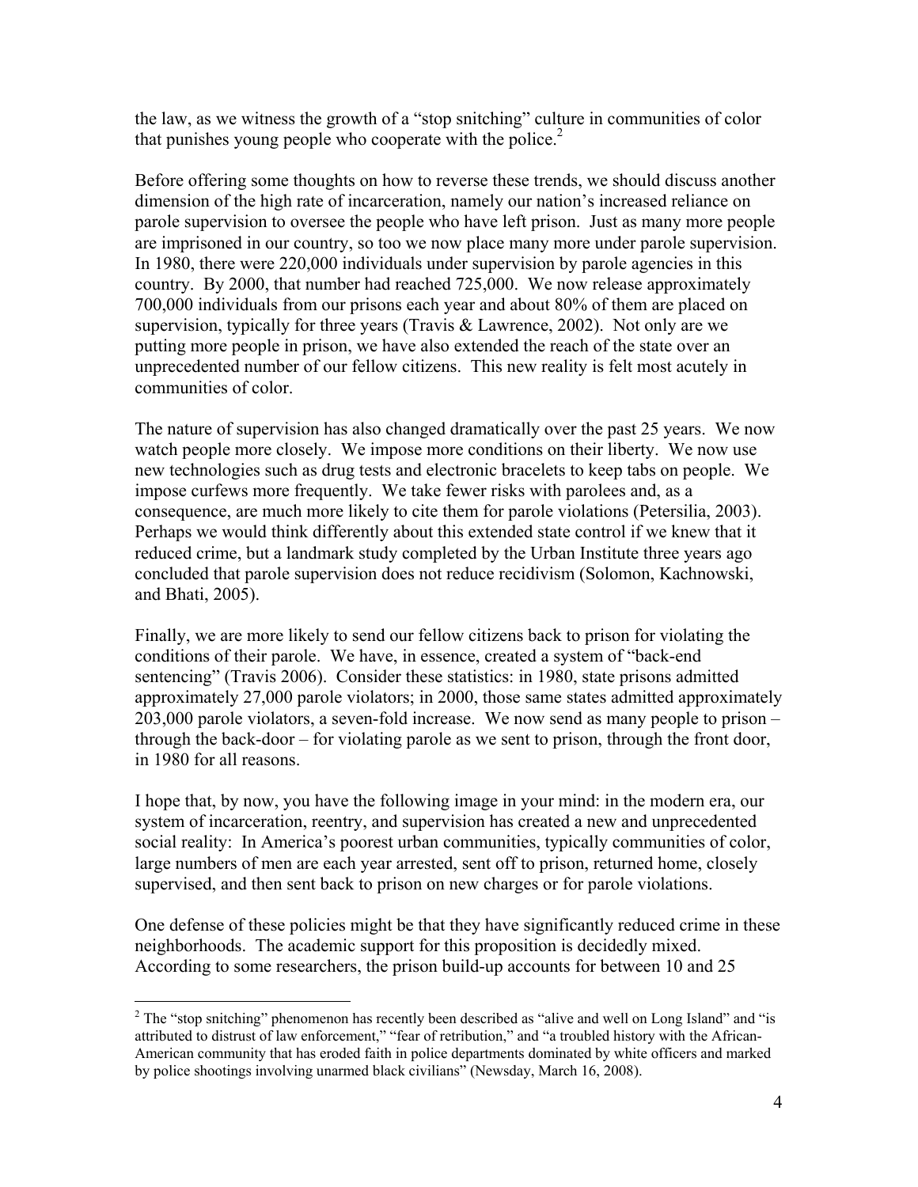the law, as we witness the growth of a "stop snitching" culture in communities of color that punishes young people who cooperate with the police.[2]

Before offering some thoughts on how to reverse these trends, we should discuss another dimension of the high rate of incarceration, namely our nation's increased reliance on parole supervision to oversee the people who have left prison. Just as many more people are imprisoned in our country, so too we now place many more under parole supervision. In 1980, there were 220,000 individuals under supervision by parole agencies in this country. By 2000, that number had reached 725,000. We now release approximately 700,000 individuals from our prisons each year and about 80% of them are placed on supervision, typically for three years (Travis & Lawrence, 2002). Not only are we putting more people in prison, we have also extended the reach of the state over an unprecedented number of our fellow citizens. This new reality is felt most acutely in communities of color.

The nature of supervision has also changed dramatically over the past 25 years. We now watch people more closely. We impose more conditions on their liberty. We now use new technologies such as drug tests and electronic bracelets to keep tabs on people. We impose curfews more frequently. We take fewer risks with parolees and, as a consequence, are much more likely to cite them for parole violations (Petersilia, 2003). Perhaps we would think differently about this extended state control if we knew that it reduced crime, but a landmark study completed by the Urban Institute three years ago concluded that parole supervision does not reduce recidivism (Solomon, Kachnowski, and Bhati, 2005).

Finally, we are more likely to send our fellow citizens back to prison for violating the conditions of their parole. We have, in essence, created a system of "back-end sentencing" (Travis 2006). Consider these statistics: in 1980, state prisons admitted approximately 27,000 parole violators; in 2000, those same states admitted approximately 203,000 parole violators, a seven-fold increase. We now send as many people to prison – through the back-door – for violating parole as we sent to prison, through the front door, in 1980 for all reasons.

I hope that, by now, you have the following image in your mind: in the modern era, our system of incarceration, reentry, and supervision has created a new and unprecedented social reality: In America's poorest urban communities, typically communities of color, large numbers of men are each year arrested, sent off to prison, returned home, closely supervised, and then sent back to prison on new charges or for parole violations.

One defense of these policies might be that they have significantly reduced crime in these neighborhoods. The academic support for this proposition is decidedly mixed. According to some researchers, the prison build-up accounts for between 10 and 25

---

[2] The "stop snitching" phenomenon has recently been described as "alive and well on Long Island" and "is attributed to distrust of law enforcement," "fear of retribution," and "a troubled history with the African-American community that has eroded faith in police departments dominated by white officers and marked by police shootings involving unarmed black civilians" (Newsday, March 16, 2008).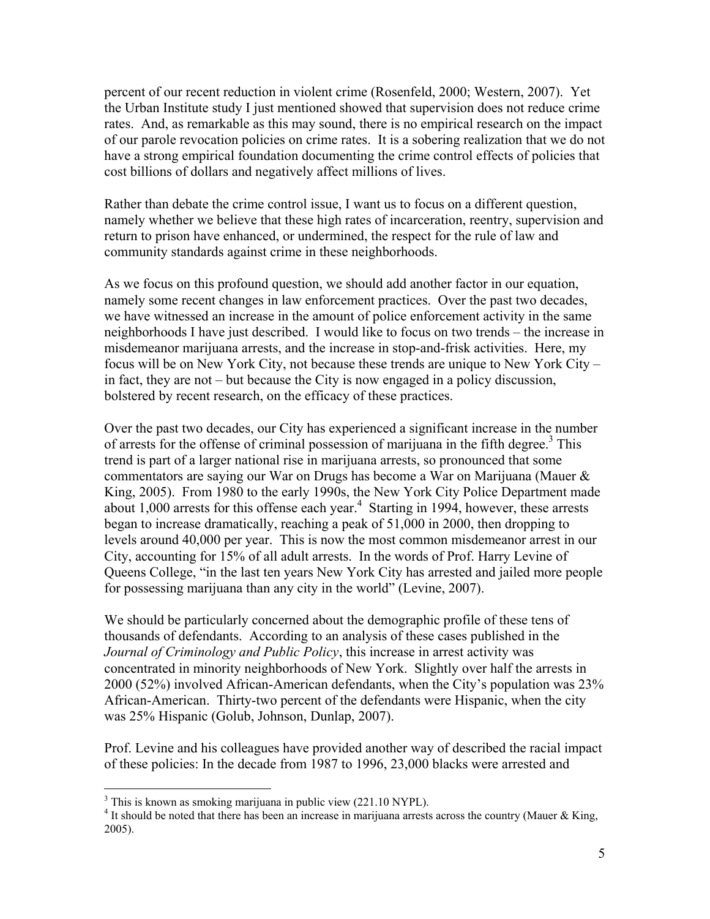percent of our recent reduction in violent crime (Rosenfeld, 2000; Western, 2007). Yet the Urban Institute study I just mentioned showed that supervision does not reduce crime rates. And, as remarkable as this may sound, there is no empirical research on the impact of our parole revocation policies on crime rates. It is a sobering realization that we do not have a strong empirical foundation documenting the crime control effects of policies that cost billions of dollars and negatively affect millions of lives.

Rather than debate the crime control issue, I want us to focus on a different question, namely whether we believe that these high rates of incarceration, reentry, supervision and return to prison have enhanced, or undermined, the respect for the rule of law and community standards against crime in these neighborhoods.

As we focus on this profound question, we should add another factor in our equation, namely some recent changes in law enforcement practices. Over the past two decades, we have witnessed an increase in the amount of police enforcement activity in the same neighborhoods I have just described. I would like to focus on two trends – the increase in misdemeanor marijuana arrests, and the increase in stop-and-frisk activities. Here, my focus will be on New York City, not because these trends are unique to New York City – in fact, they are not – but because the City is now engaged in a policy discussion, bolstered by recent research, on the efficacy of these practices.

Over the past two decades, our City has experienced a significant increase in the number of arrests for the offense of criminal possession of marijuana in the fifth degree.[3] This trend is part of a larger national rise in marijuana arrests, so pronounced that some commentators are saying our War on Drugs has become a War on Marijuana (Mauer & King, 2005). From 1980 to the early 1990s, the New York City Police Department made about 1,000 arrests for this offense each year.[4] Starting in 1994, however, these arrests began to increase dramatically, reaching a peak of 51,000 in 2000, then dropping to levels around 40,000 per year. This is now the most common misdemeanor arrest in our City, accounting for 15% of all adult arrests. In the words of Prof. Harry Levine of Queens College, "in the last ten years New York City has arrested and jailed more people for possessing marijuana than any city in the world" (Levine, 2007).

We should be particularly concerned about the demographic profile of these tens of thousands of defendants. According to an analysis of these cases published in the *Journal of Criminology and Public Policy*, this increase in arrest activity was concentrated in minority neighborhoods of New York. Slightly over half the arrests in 2000 (52%) involved African-American defendants, when the City's population was 23% African-American. Thirty-two percent of the defendants were Hispanic, when the city was 25% Hispanic (Golub, Johnson, Dunlap, 2007).

Prof. Levine and his colleagues have provided another way of described the racial impact of these policies: In the decade from 1987 to 1996, 23,000 blacks were arrested and

---

[3] This is known as smoking marijuana in public view (221.10 NYPL).

[4] It should be noted that there has been an increase in marijuana arrests across the country (Mauer & King, 2005).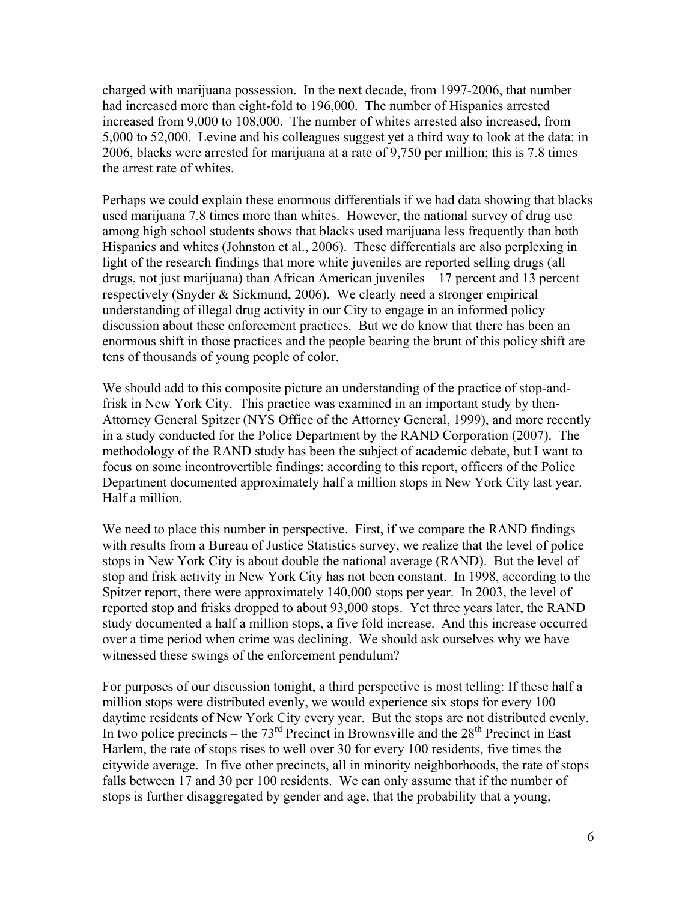charged with marijuana possession. In the next decade, from 1997-2006, that number had increased more than eight-fold to 196,000. The number of Hispanics arrested increased from 9,000 to 108,000. The number of whites arrested also increased, from 5,000 to 52,000. Levine and his colleagues suggest yet a third way to look at the data: in 2006, blacks were arrested for marijuana at a rate of 9,750 per million; this is 7.8 times the arrest rate of whites.

Perhaps we could explain these enormous differentials if we had data showing that blacks used marijuana 7.8 times more than whites. However, the national survey of drug use among high school students shows that blacks used marijuana less frequently than both Hispanics and whites (Johnston et al., 2006). These differentials are also perplexing in light of the research findings that more white juveniles are reported selling drugs (all drugs, not just marijuana) than African American juveniles – 17 percent and 13 percent respectively (Snyder & Sickmund, 2006). We clearly need a stronger empirical understanding of illegal drug activity in our City to engage in an informed policy discussion about these enforcement practices. But we do know that there has been an enormous shift in those practices and the people bearing the brunt of this policy shift are tens of thousands of young people of color.

We should add to this composite picture an understanding of the practice of stop-and-frisk in New York City. This practice was examined in an important study by then-Attorney General Spitzer (NYS Office of the Attorney General, 1999), and more recently in a study conducted for the Police Department by the RAND Corporation (2007). The methodology of the RAND study has been the subject of academic debate, but I want to focus on some incontrovertible findings: according to this report, officers of the Police Department documented approximately half a million stops in New York City last year. Half a million.

We need to place this number in perspective. First, if we compare the RAND findings with results from a Bureau of Justice Statistics survey, we realize that the level of police stops in New York City is about double the national average (RAND). But the level of stop and frisk activity in New York City has not been constant. In 1998, according to the Spitzer report, there were approximately 140,000 stops per year. In 2003, the level of reported stop and frisks dropped to about 93,000 stops. Yet three years later, the RAND study documented a half a million stops, a five fold increase. And this increase occurred over a time period when crime was declining. We should ask ourselves why we have witnessed these swings of the enforcement pendulum?

For purposes of our discussion tonight, a third perspective is most telling: If these half a million stops were distributed evenly, we would experience six stops for every 100 daytime residents of New York City every year. But the stops are not distributed evenly. In two police precincts – the 73rd Precinct in Brownsville and the 28th Precinct in East Harlem, the rate of stops rises to well over 30 for every 100 residents, five times the citywide average. In five other precincts, all in minority neighborhoods, the rate of stops falls between 17 and 30 per 100 residents. We can only assume that if the number of stops is further disaggregated by gender and age, that the probability that a young,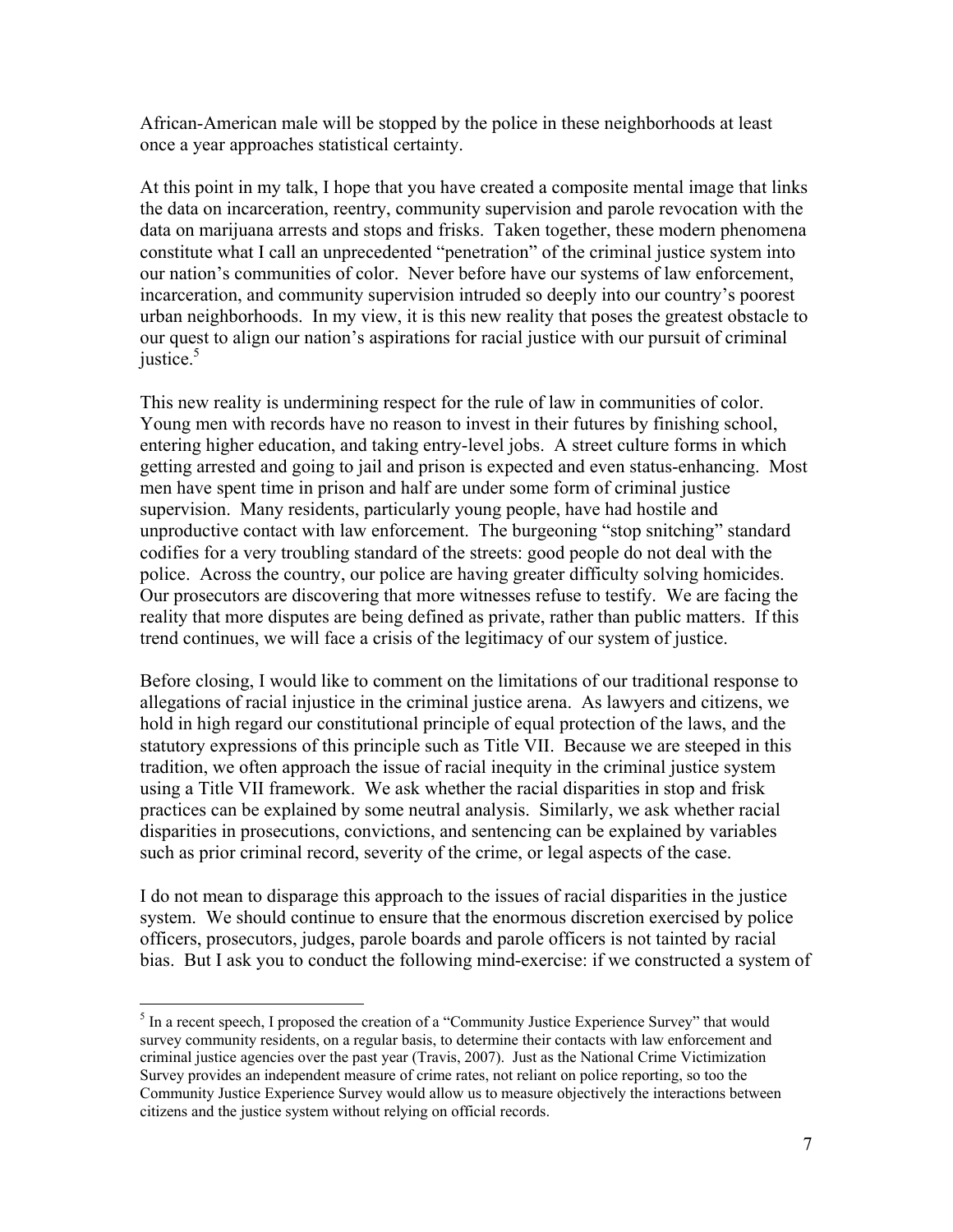African-American male will be stopped by the police in these neighborhoods at least once a year approaches statistical certainty.

At this point in my talk, I hope that you have created a composite mental image that links the data on incarceration, reentry, community supervision and parole revocation with the data on marijuana arrests and stops and frisks. Taken together, these modern phenomena constitute what I call an unprecedented "penetration" of the criminal justice system into our nation's communities of color. Never before have our systems of law enforcement, incarceration, and community supervision intruded so deeply into our country's poorest urban neighborhoods. In my view, it is this new reality that poses the greatest obstacle to our quest to align our nation's aspirations for racial justice with our pursuit of criminal justice.[5]

This new reality is undermining respect for the rule of law in communities of color. Young men with records have no reason to invest in their futures by finishing school, entering higher education, and taking entry-level jobs. A street culture forms in which getting arrested and going to jail and prison is expected and even status-enhancing. Most men have spent time in prison and half are under some form of criminal justice supervision. Many residents, particularly young people, have had hostile and unproductive contact with law enforcement. The burgeoning "stop snitching" standard codifies for a very troubling standard of the streets: good people do not deal with the police. Across the country, our police are having greater difficulty solving homicides. Our prosecutors are discovering that more witnesses refuse to testify. We are facing the reality that more disputes are being defined as private, rather than public matters. If this trend continues, we will face a crisis of the legitimacy of our system of justice.

Before closing, I would like to comment on the limitations of our traditional response to allegations of racial injustice in the criminal justice arena. As lawyers and citizens, we hold in high regard our constitutional principle of equal protection of the laws, and the statutory expressions of this principle such as Title VII. Because we are steeped in this tradition, we often approach the issue of racial inequity in the criminal justice system using a Title VII framework. We ask whether the racial disparities in stop and frisk practices can be explained by some neutral analysis. Similarly, we ask whether racial disparities in prosecutions, convictions, and sentencing can be explained by variables such as prior criminal record, severity of the crime, or legal aspects of the case.

I do not mean to disparage this approach to the issues of racial disparities in the justice system. We should continue to ensure that the enormous discretion exercised by police officers, prosecutors, judges, parole boards and parole officers is not tainted by racial bias. But I ask you to conduct the following mind-exercise: if we constructed a system of

---

[5] In a recent speech, I proposed the creation of a "Community Justice Experience Survey" that would survey community residents, on a regular basis, to determine their contacts with law enforcement and criminal justice agencies over the past year (Travis, 2007). Just as the National Crime Victimization Survey provides an independent measure of crime rates, not reliant on police reporting, so too the Community Justice Experience Survey would allow us to measure objectively the interactions between citizens and the justice system without relying on official records.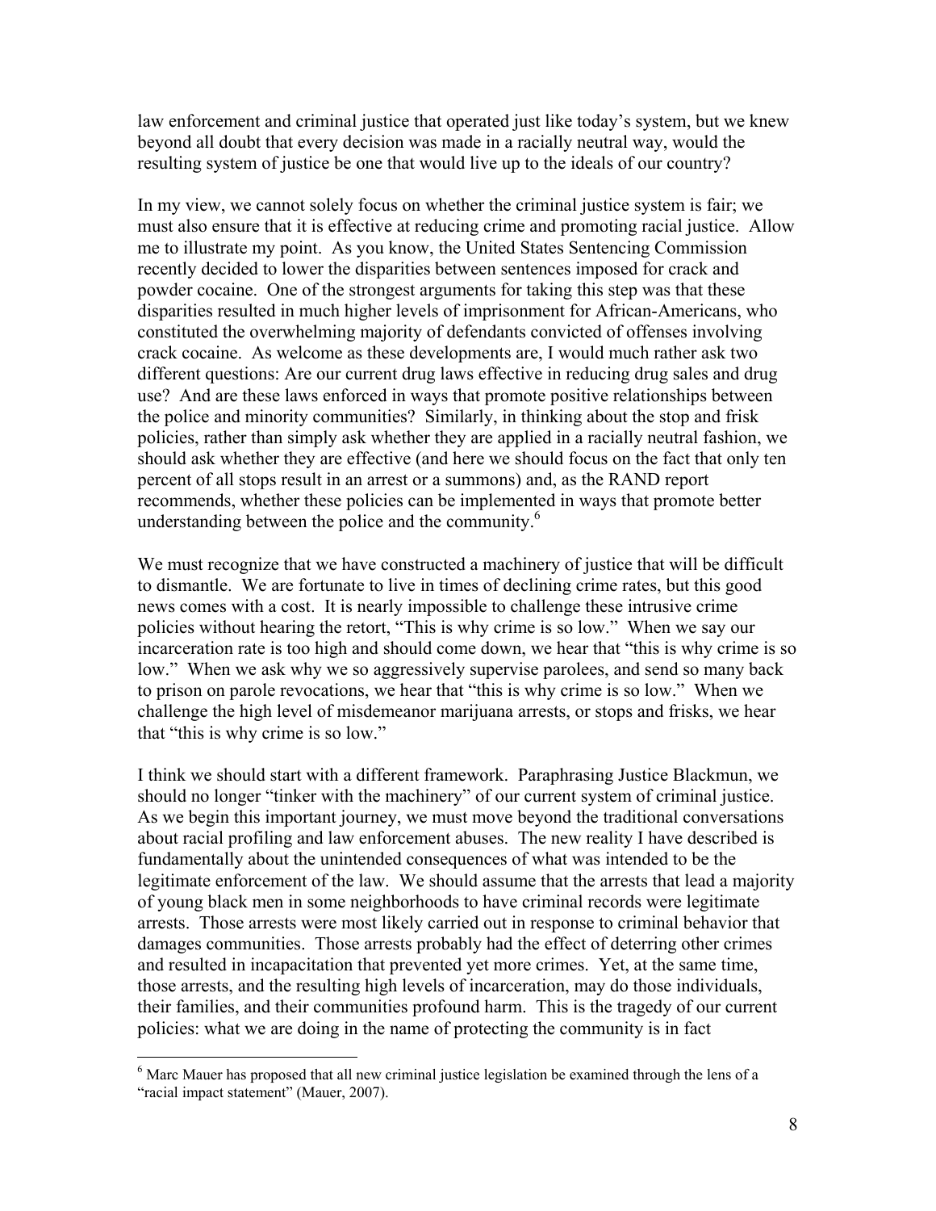law enforcement and criminal justice that operated just like today's system, but we knew beyond all doubt that every decision was made in a racially neutral way, would the resulting system of justice be one that would live up to the ideals of our country?

In my view, we cannot solely focus on whether the criminal justice system is fair; we must also ensure that it is effective at reducing crime and promoting racial justice. Allow me to illustrate my point. As you know, the United States Sentencing Commission recently decided to lower the disparities between sentences imposed for crack and powder cocaine. One of the strongest arguments for taking this step was that these disparities resulted in much higher levels of imprisonment for African-Americans, who constituted the overwhelming majority of defendants convicted of offenses involving crack cocaine. As welcome as these developments are, I would much rather ask two different questions: Are our current drug laws effective in reducing drug sales and drug use? And are these laws enforced in ways that promote positive relationships between the police and minority communities? Similarly, in thinking about the stop and frisk policies, rather than simply ask whether they are applied in a racially neutral fashion, we should ask whether they are effective (and here we should focus on the fact that only ten percent of all stops result in an arrest or a summons) and, as the RAND report recommends, whether these policies can be implemented in ways that promote better understanding between the police and the community.[6]

We must recognize that we have constructed a machinery of justice that will be difficult to dismantle. We are fortunate to live in times of declining crime rates, but this good news comes with a cost. It is nearly impossible to challenge these intrusive crime policies without hearing the retort, "This is why crime is so low." When we say our incarceration rate is too high and should come down, we hear that "this is why crime is so low." When we ask why we so aggressively supervise parolees, and send so many back to prison on parole revocations, we hear that "this is why crime is so low." When we challenge the high level of misdemeanor marijuana arrests, or stops and frisks, we hear that "this is why crime is so low."

I think we should start with a different framework. Paraphrasing Justice Blackmun, we should no longer "tinker with the machinery" of our current system of criminal justice. As we begin this important journey, we must move beyond the traditional conversations about racial profiling and law enforcement abuses. The new reality I have described is fundamentally about the unintended consequences of what was intended to be the legitimate enforcement of the law. We should assume that the arrests that lead a majority of young black men in some neighborhoods to have criminal records were legitimate arrests. Those arrests were most likely carried out in response to criminal behavior that damages communities. Those arrests probably had the effect of deterring other crimes and resulted in incapacitation that prevented yet more crimes. Yet, at the same time, those arrests, and the resulting high levels of incarceration, may do those individuals, their families, and their communities profound harm. This is the tragedy of our current policies: what we are doing in the name of protecting the community is in fact

[6] Marc Mauer has proposed that all new criminal justice legislation be examined through the lens of a "racial impact statement" (Mauer, 2007).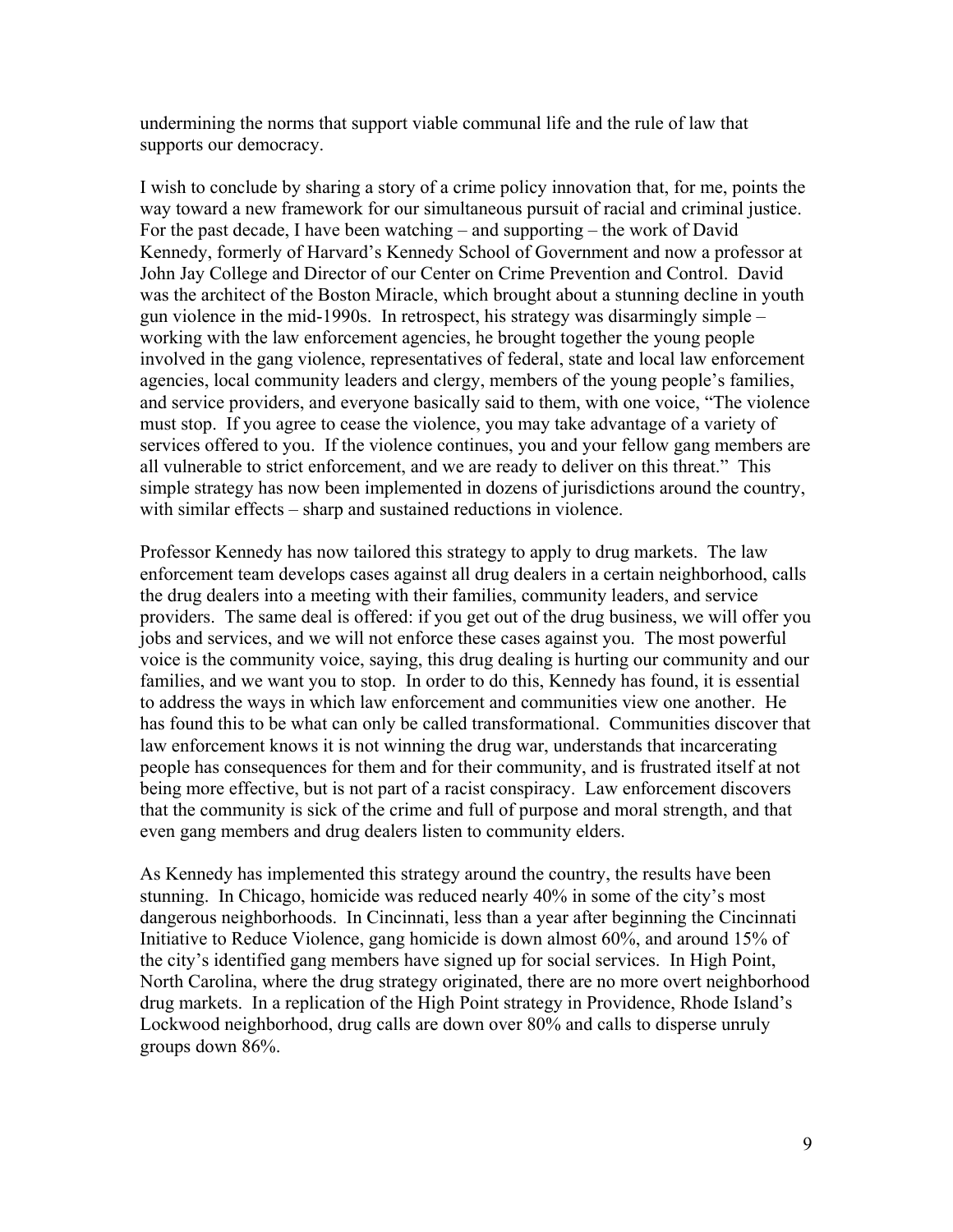undermining the norms that support viable communal life and the rule of law that supports our democracy.

I wish to conclude by sharing a story of a crime policy innovation that, for me, points the way toward a new framework for our simultaneous pursuit of racial and criminal justice. For the past decade, I have been watching – and supporting – the work of David Kennedy, formerly of Harvard's Kennedy School of Government and now a professor at John Jay College and Director of our Center on Crime Prevention and Control. David was the architect of the Boston Miracle, which brought about a stunning decline in youth gun violence in the mid-1990s. In retrospect, his strategy was disarmingly simple – working with the law enforcement agencies, he brought together the young people involved in the gang violence, representatives of federal, state and local law enforcement agencies, local community leaders and clergy, members of the young people's families, and service providers, and everyone basically said to them, with one voice, "The violence must stop. If you agree to cease the violence, you may take advantage of a variety of services offered to you. If the violence continues, you and your fellow gang members are all vulnerable to strict enforcement, and we are ready to deliver on this threat." This simple strategy has now been implemented in dozens of jurisdictions around the country, with similar effects – sharp and sustained reductions in violence.

Professor Kennedy has now tailored this strategy to apply to drug markets. The law enforcement team develops cases against all drug dealers in a certain neighborhood, calls the drug dealers into a meeting with their families, community leaders, and service providers. The same deal is offered: if you get out of the drug business, we will offer you jobs and services, and we will not enforce these cases against you. The most powerful voice is the community voice, saying, this drug dealing is hurting our community and our families, and we want you to stop. In order to do this, Kennedy has found, it is essential to address the ways in which law enforcement and communities view one another. He has found this to be what can only be called transformational. Communities discover that law enforcement knows it is not winning the drug war, understands that incarcerating people has consequences for them and for their community, and is frustrated itself at not being more effective, but is not part of a racist conspiracy. Law enforcement discovers that the community is sick of the crime and full of purpose and moral strength, and that even gang members and drug dealers listen to community elders.

As Kennedy has implemented this strategy around the country, the results have been stunning. In Chicago, homicide was reduced nearly 40% in some of the city's most dangerous neighborhoods. In Cincinnati, less than a year after beginning the Cincinnati Initiative to Reduce Violence, gang homicide is down almost 60%, and around 15% of the city's identified gang members have signed up for social services. In High Point, North Carolina, where the drug strategy originated, there are no more overt neighborhood drug markets. In a replication of the High Point strategy in Providence, Rhode Island's Lockwood neighborhood, drug calls are down over 80% and calls to disperse unruly groups down 86%.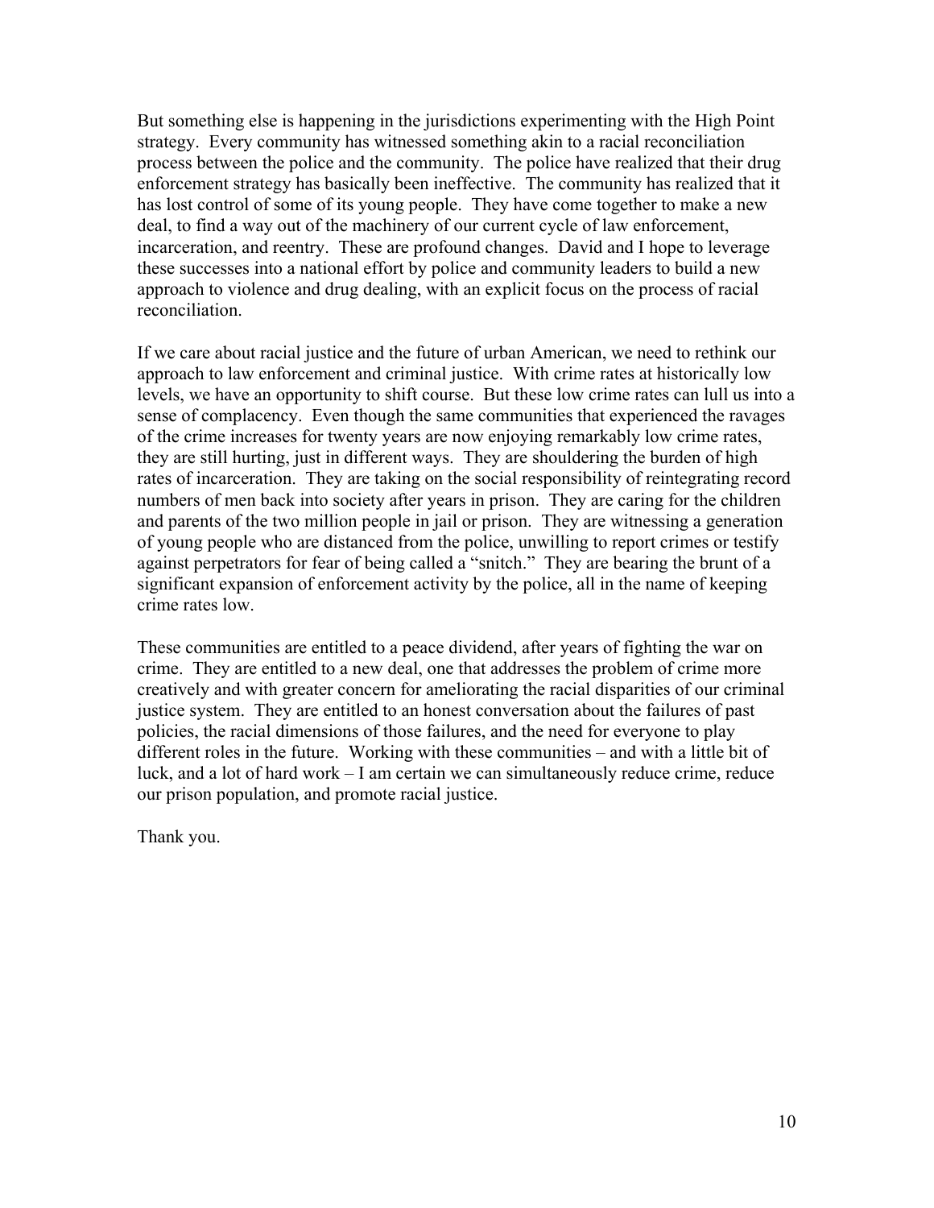But something else is happening in the jurisdictions experimenting with the High Point strategy. Every community has witnessed something akin to a racial reconciliation process between the police and the community. The police have realized that their drug enforcement strategy has basically been ineffective. The community has realized that it has lost control of some of its young people. They have come together to make a new deal, to find a way out of the machinery of our current cycle of law enforcement, incarceration, and reentry. These are profound changes. David and I hope to leverage these successes into a national effort by police and community leaders to build a new approach to violence and drug dealing, with an explicit focus on the process of racial reconciliation.

If we care about racial justice and the future of urban American, we need to rethink our approach to law enforcement and criminal justice. With crime rates at historically low levels, we have an opportunity to shift course. But these low crime rates can lull us into a sense of complacency. Even though the same communities that experienced the ravages of the crime increases for twenty years are now enjoying remarkably low crime rates, they are still hurting, just in different ways. They are shouldering the burden of high rates of incarceration. They are taking on the social responsibility of reintegrating record numbers of men back into society after years in prison. They are caring for the children and parents of the two million people in jail or prison. They are witnessing a generation of young people who are distanced from the police, unwilling to report crimes or testify against perpetrators for fear of being called a "snitch." They are bearing the brunt of a significant expansion of enforcement activity by the police, all in the name of keeping crime rates low.

These communities are entitled to a peace dividend, after years of fighting the war on crime. They are entitled to a new deal, one that addresses the problem of crime more creatively and with greater concern for ameliorating the racial disparities of our criminal justice system. They are entitled to an honest conversation about the failures of past policies, the racial dimensions of those failures, and the need for everyone to play different roles in the future. Working with these communities – and with a little bit of luck, and a lot of hard work – I am certain we can simultaneously reduce crime, reduce our prison population, and promote racial justice.

Thank you.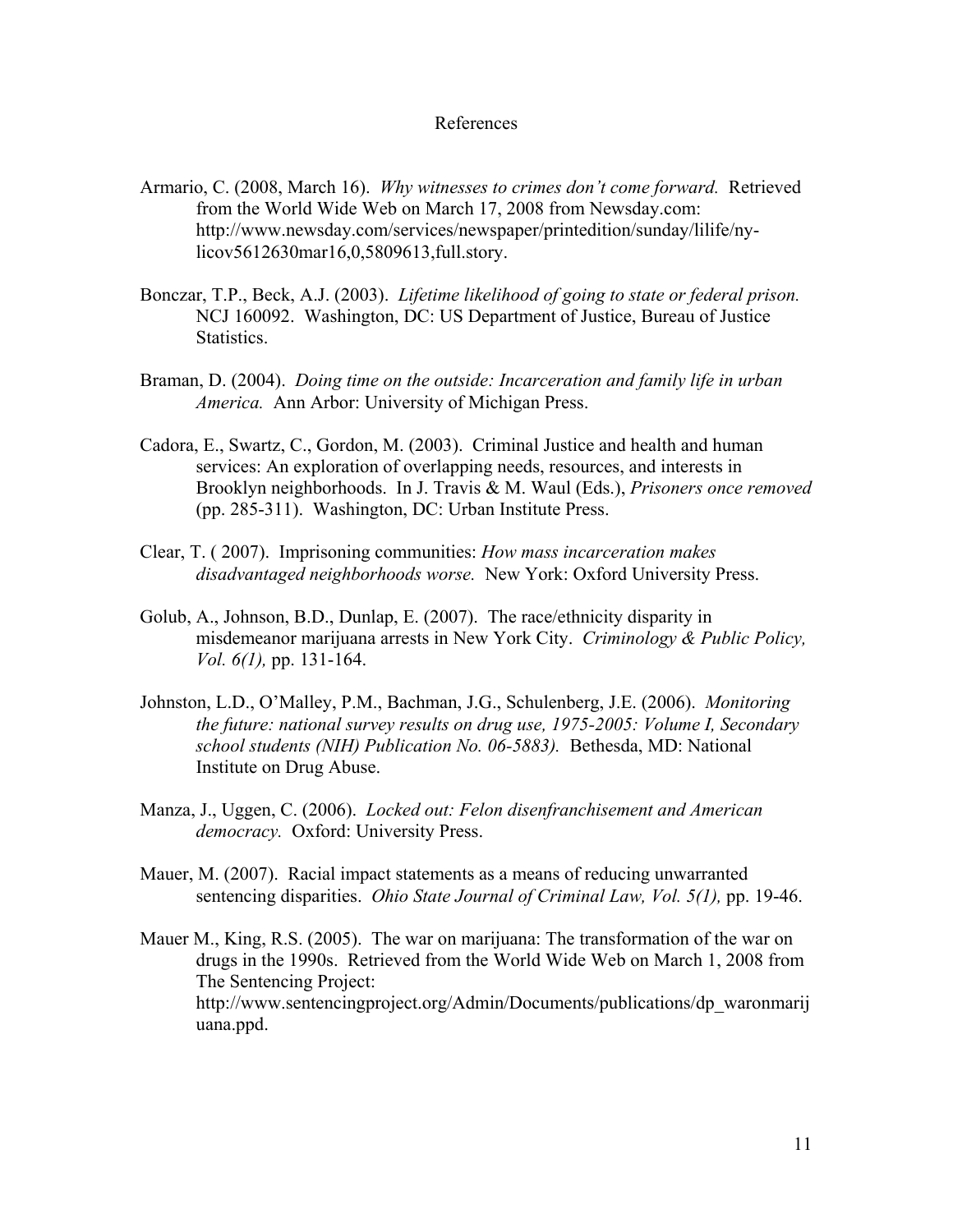# References

Armario, C. (2008, March 16). *Why witnesses to crimes don't come forward.* Retrieved from the World Wide Web on March 17, 2008 from Newsday.com: http://www.newsday.com/services/newspaper/printedition/sunday/lilife/ny-licov5612630mar16,0,5809613,full.story.

Bonczar, T.P., Beck, A.J. (2003). *Lifetime likelihood of going to state or federal prison.* NCJ 160092. Washington, DC: US Department of Justice, Bureau of Justice Statistics.

Braman, D. (2004). *Doing time on the outside: Incarceration and family life in urban America.* Ann Arbor: University of Michigan Press.

Cadora, E., Swartz, C., Gordon, M. (2003). Criminal Justice and health and human services: An exploration of overlapping needs, resources, and interests in Brooklyn neighborhoods. In J. Travis & M. Waul (Eds.), *Prisoners once removed* (pp. 285-311). Washington, DC: Urban Institute Press.

Clear, T. ( 2007). Imprisoning communities: *How mass incarceration makes disadvantaged neighborhoods worse.* New York: Oxford University Press.

Golub, A., Johnson, B.D., Dunlap, E. (2007). The race/ethnicity disparity in misdemeanor marijuana arrests in New York City. *Criminology & Public Policy, Vol. 6(1),* pp. 131-164.

Johnston, L.D., O'Malley, P.M., Bachman, J.G., Schulenberg, J.E. (2006). *Monitoring the future: national survey results on drug use, 1975-2005: Volume I, Secondary school students (NIH) Publication No. 06-5883).* Bethesda, MD: National Institute on Drug Abuse.

Manza, J., Uggen, C. (2006). *Locked out: Felon disenfranchisement and American democracy.* Oxford: University Press.

Mauer, M. (2007). Racial impact statements as a means of reducing unwarranted sentencing disparities. *Ohio State Journal of Criminal Law, Vol. 5(1),* pp. 19-46.

Mauer M., King, R.S. (2005). The war on marijuana: The transformation of the war on drugs in the 1990s. Retrieved from the World Wide Web on March 1, 2008 from The Sentencing Project: http://www.sentencingproject.org/Admin/Documents/publications/dp_waronmarijuana.ppd.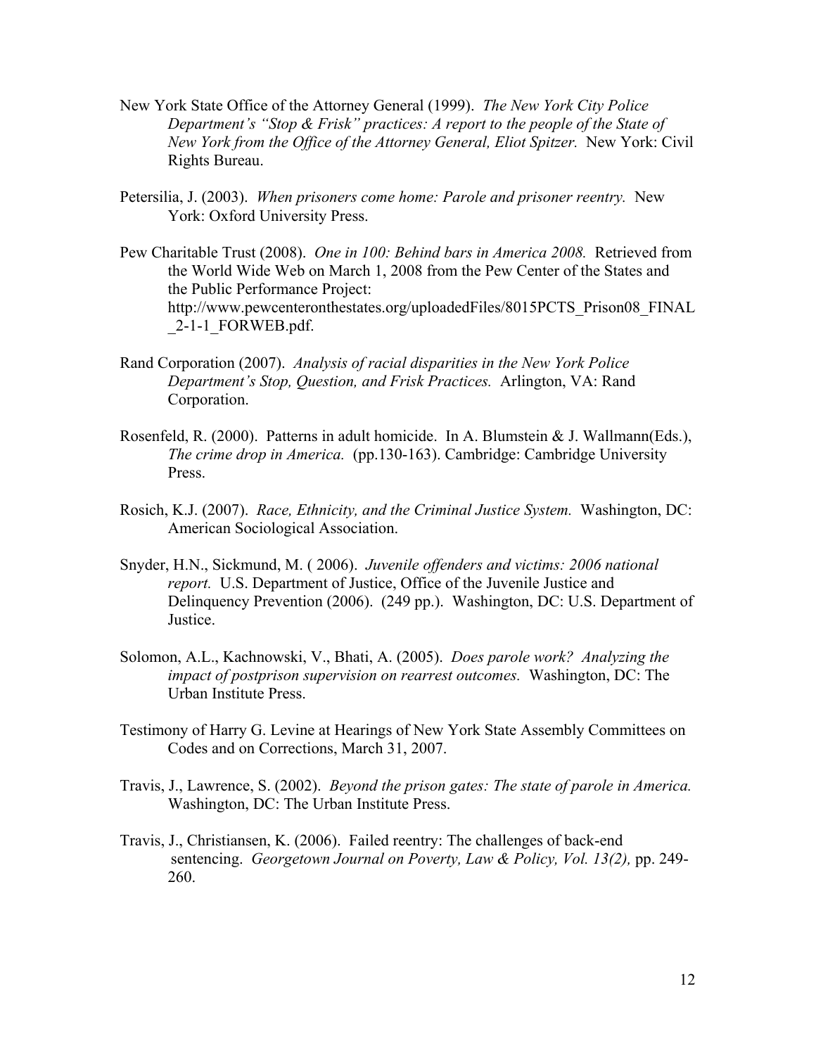New York State Office of the Attorney General (1999). *The New York City Police Department's "Stop & Frisk" practices: A report to the people of the State of New York from the Office of the Attorney General, Eliot Spitzer.* New York: Civil Rights Bureau.

Petersilia, J. (2003). *When prisoners come home: Parole and prisoner reentry.* New York: Oxford University Press.

Pew Charitable Trust (2008). *One in 100: Behind bars in America 2008.* Retrieved from the World Wide Web on March 1, 2008 from the Pew Center of the States and the Public Performance Project: http://www.pewcenteronthestates.org/uploadedFiles/8015PCTS_Prison08_FINAL_2-1-1_FORWEB.pdf.

Rand Corporation (2007). *Analysis of racial disparities in the New York Police Department's Stop, Question, and Frisk Practices.* Arlington, VA: Rand Corporation.

Rosenfeld, R. (2000). Patterns in adult homicide. In A. Blumstein & J. Wallmann(Eds.), *The crime drop in America.* (pp.130-163). Cambridge: Cambridge University Press.

Rosich, K.J. (2007). *Race, Ethnicity, and the Criminal Justice System.* Washington, DC: American Sociological Association.

Snyder, H.N., Sickmund, M. ( 2006). *Juvenile offenders and victims: 2006 national report.* U.S. Department of Justice, Office of the Juvenile Justice and Delinquency Prevention (2006). (249 pp.). Washington, DC: U.S. Department of Justice.

Solomon, A.L., Kachnowski, V., Bhati, A. (2005). *Does parole work? Analyzing the impact of postprison supervision on rearrest outcomes.* Washington, DC: The Urban Institute Press.

Testimony of Harry G. Levine at Hearings of New York State Assembly Committees on Codes and on Corrections, March 31, 2007.

Travis, J., Lawrence, S. (2002). *Beyond the prison gates: The state of parole in America.* Washington, DC: The Urban Institute Press.

Travis, J., Christiansen, K. (2006). Failed reentry: The challenges of back-end sentencing. *Georgetown Journal on Poverty, Law & Policy, Vol. 13(2),* pp. 249-260.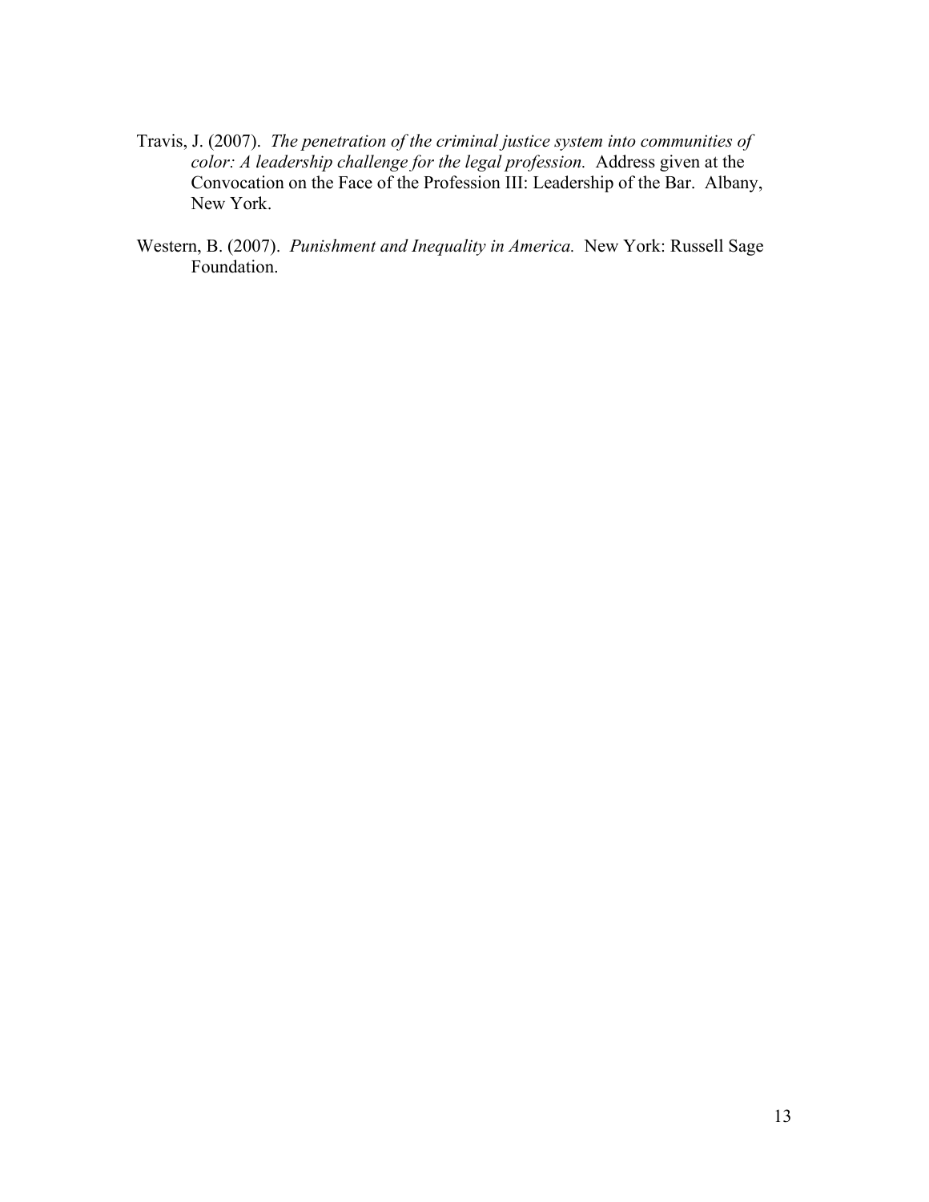Travis, J. (2007). *The penetration of the criminal justice system into communities of color: A leadership challenge for the legal profession.* Address given at the Convocation on the Face of the Profession III: Leadership of the Bar. Albany, New York.

Western, B. (2007). *Punishment and Inequality in America.* New York: Russell Sage Foundation.